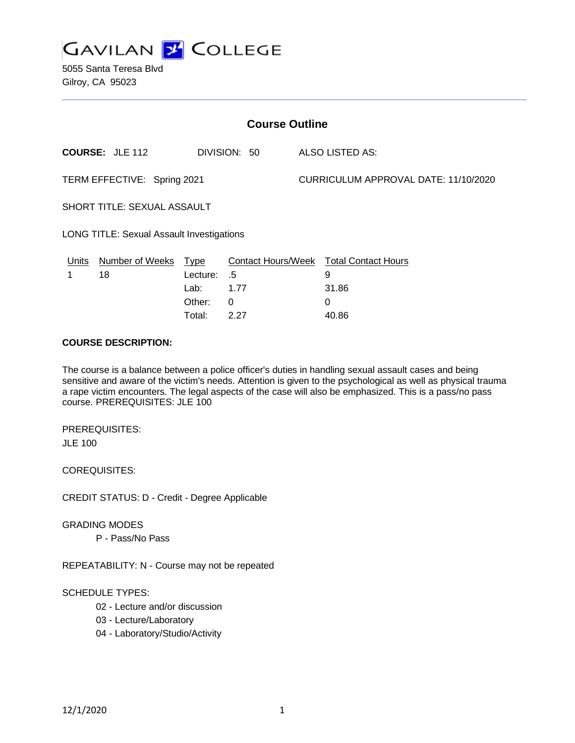# GAVILAN COLLEGE

5055 Santa Teresa Blvd
Gilroy, CA 95023

---

## Course Outline

**COURSE:** JLE 112 DIVISION: 50 ALSO LISTED AS:

TERM EFFECTIVE: Spring 2021 CURRICULUM APPROVAL DATE: 11/10/2020

SHORT TITLE: SEXUAL ASSAULT

LONG TITLE: Sexual Assault Investigations

| Units | Number of Weeks | Type | Contact Hours/Week | Total Contact Hours |
|---|---|---|---|---|
| 1 | 18 | Lecture: | .5 | 9 |
| | | Lab: | 1.77 | 31.86 |
| | | Other: | 0 | 0 |
| | | Total: | 2.27 | 40.86 |

**COURSE DESCRIPTION:**

The course is a balance between a police officer's duties in handling sexual assault cases and being sensitive and aware of the victim's needs. Attention is given to the psychological as well as physical trauma a rape victim encounters. The legal aspects of the case will also be emphasized. This is a pass/no pass course. PREREQUISITES: JLE 100

PREREQUISITES:
JLE 100

COREQUISITES:

CREDIT STATUS: D - Credit - Degree Applicable

GRADING MODES
- P - Pass/No Pass

REPEATABILITY: N - Course may not be repeated

SCHEDULE TYPES:
- 02 - Lecture and/or discussion
- 03 - Lecture/Laboratory
- 04 - Laboratory/Studio/Activity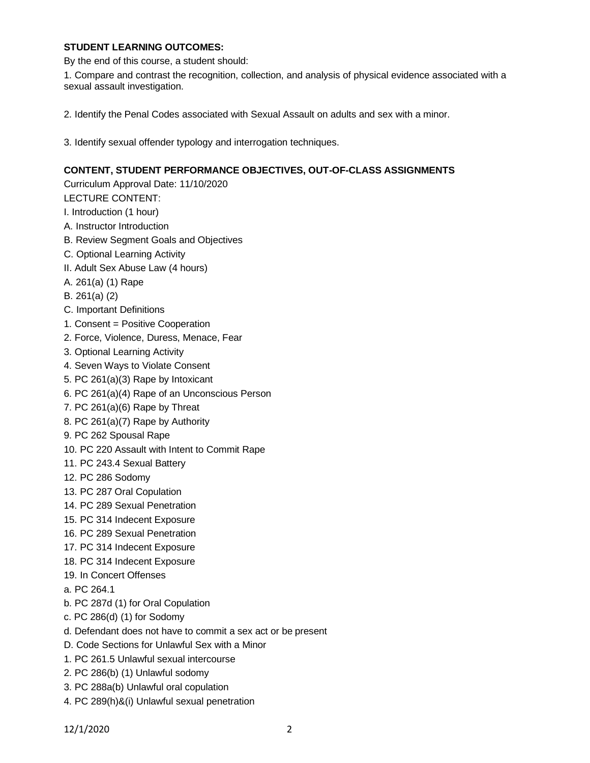**STUDENT LEARNING OUTCOMES:**

By the end of this course, a student should:

1. Compare and contrast the recognition, collection, and analysis of physical evidence associated with a sexual assault investigation.

2. Identify the Penal Codes associated with Sexual Assault on adults and sex with a minor.

3. Identify sexual offender typology and interrogation techniques.

**CONTENT, STUDENT PERFORMANCE OBJECTIVES, OUT-OF-CLASS ASSIGNMENTS**

Curriculum Approval Date: 11/10/2020

LECTURE CONTENT:

I. Introduction (1 hour)

A. Instructor Introduction

B. Review Segment Goals and Objectives

C. Optional Learning Activity

II. Adult Sex Abuse Law (4 hours)

A. 261(a) (1) Rape

B. 261(a) (2)

C. Important Definitions

1. Consent = Positive Cooperation

2. Force, Violence, Duress, Menace, Fear

3. Optional Learning Activity

4. Seven Ways to Violate Consent

5. PC 261(a)(3) Rape by Intoxicant

6. PC 261(a)(4) Rape of an Unconscious Person

7. PC 261(a)(6) Rape by Threat

8. PC 261(a)(7) Rape by Authority

9. PC 262 Spousal Rape

10. PC 220 Assault with Intent to Commit Rape

11. PC 243.4 Sexual Battery

12. PC 286 Sodomy

13. PC 287 Oral Copulation

14. PC 289 Sexual Penetration

15. PC 314 Indecent Exposure

16. PC 289 Sexual Penetration

17. PC 314 Indecent Exposure

18. PC 314 Indecent Exposure

19. In Concert Offenses

a. PC 264.1

b. PC 287d (1) for Oral Copulation

c. PC 286(d) (1) for Sodomy

d. Defendant does not have to commit a sex act or be present

D. Code Sections for Unlawful Sex with a Minor

1. PC 261.5 Unlawful sexual intercourse

2. PC 286(b) (1) Unlawful sodomy

3. PC 288a(b) Unlawful oral copulation

4. PC 289(h)&(i) Unlawful sexual penetration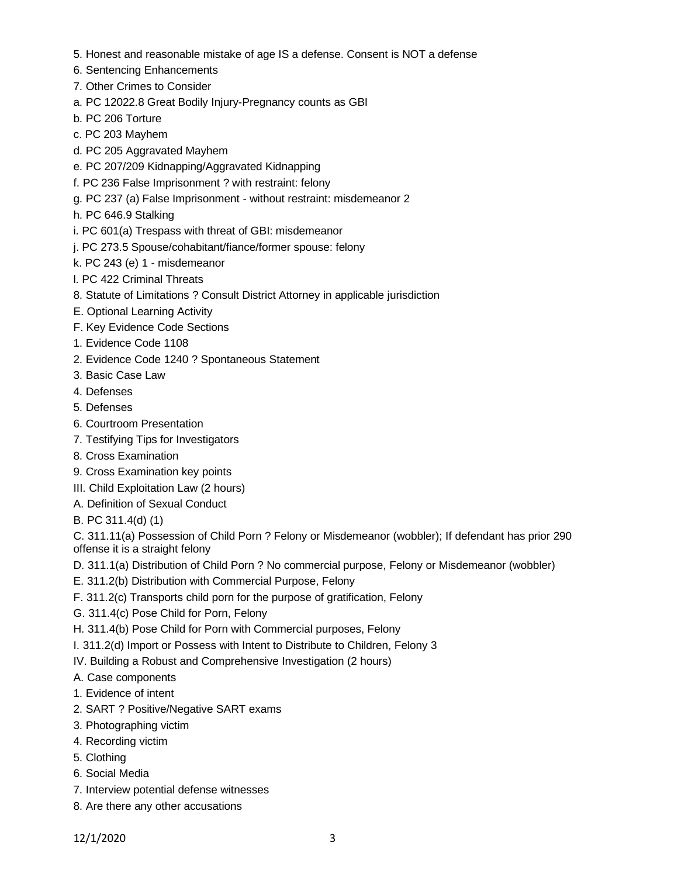5. Honest and reasonable mistake of age IS a defense. Consent is NOT a defense
6. Sentencing Enhancements
7. Other Crimes to Consider
a. PC 12022.8 Great Bodily Injury-Pregnancy counts as GBI
b. PC 206 Torture
c. PC 203 Mayhem
d. PC 205 Aggravated Mayhem
e. PC 207/209 Kidnapping/Aggravated Kidnapping
f. PC 236 False Imprisonment ? with restraint: felony
g. PC 237 (a) False Imprisonment - without restraint: misdemeanor 2
h. PC 646.9 Stalking
i. PC 601(a) Trespass with threat of GBI: misdemeanor
j. PC 273.5 Spouse/cohabitant/fiance/former spouse: felony
k. PC 243 (e) 1 - misdemeanor
l. PC 422 Criminal Threats
8. Statute of Limitations ? Consult District Attorney in applicable jurisdiction
E. Optional Learning Activity
F. Key Evidence Code Sections
1. Evidence Code 1108
2. Evidence Code 1240 ? Spontaneous Statement
3. Basic Case Law
4. Defenses
5. Defenses
6. Courtroom Presentation
7. Testifying Tips for Investigators
8. Cross Examination
9. Cross Examination key points
III. Child Exploitation Law (2 hours)
A. Definition of Sexual Conduct
B. PC 311.4(d) (1)
C. 311.11(a) Possession of Child Porn ? Felony or Misdemeanor (wobbler); If defendant has prior 290 offense it is a straight felony
D. 311.1(a) Distribution of Child Porn ? No commercial purpose, Felony or Misdemeanor (wobbler)
E. 311.2(b) Distribution with Commercial Purpose, Felony
F. 311.2(c) Transports child porn for the purpose of gratification, Felony
G. 311.4(c) Pose Child for Porn, Felony
H. 311.4(b) Pose Child for Porn with Commercial purposes, Felony
I. 311.2(d) Import or Possess with Intent to Distribute to Children, Felony 3
IV. Building a Robust and Comprehensive Investigation (2 hours)
A. Case components
1. Evidence of intent
2. SART ? Positive/Negative SART exams
3. Photographing victim
4. Recording victim
5. Clothing
6. Social Media
7. Interview potential defense witnesses
8. Are there any other accusations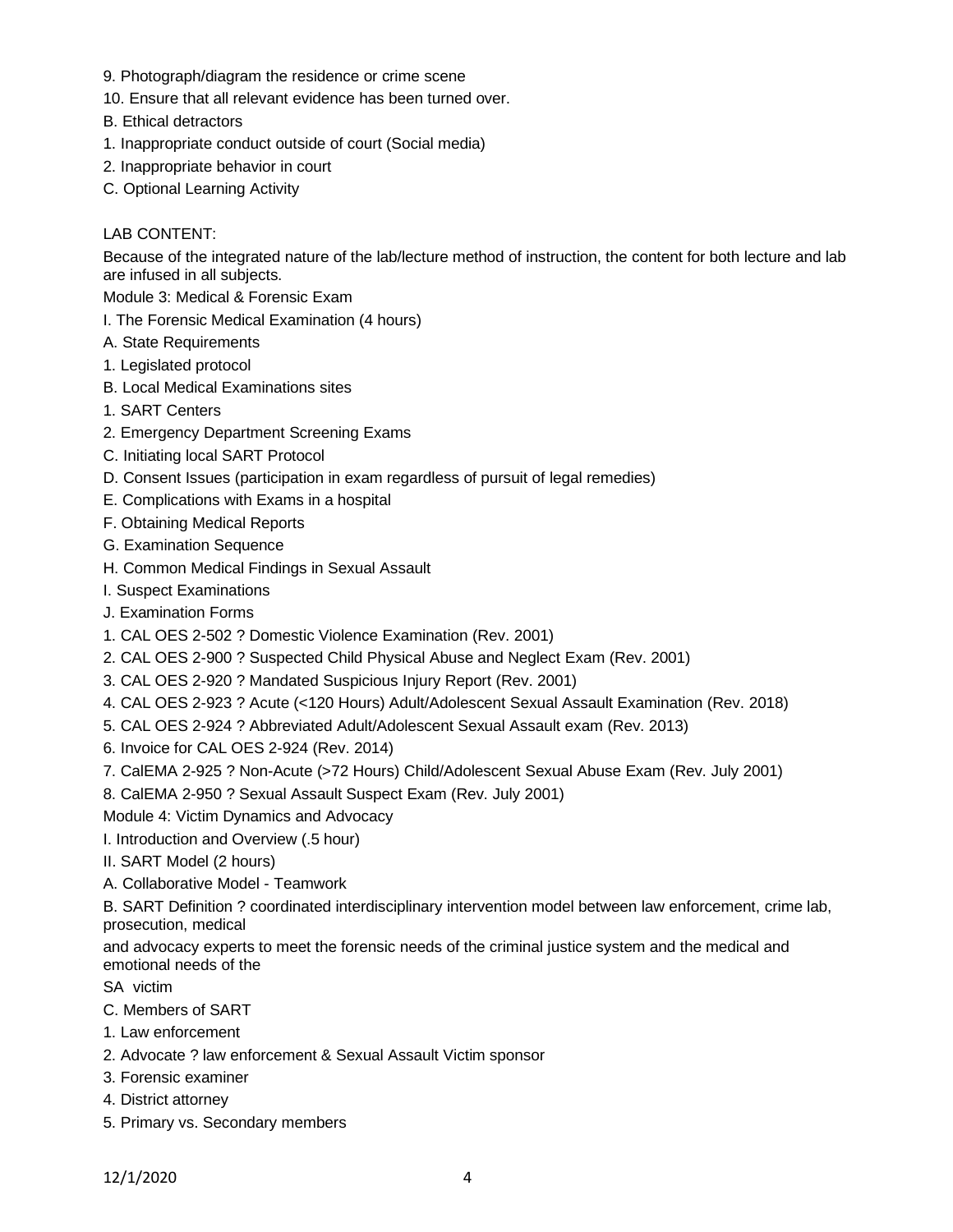9. Photograph/diagram the residence or crime scene
10. Ensure that all relevant evidence has been turned over.

B. Ethical detractors

1. Inappropriate conduct outside of court (Social media)
2. Inappropriate behavior in court

C. Optional Learning Activity

LAB CONTENT:

Because of the integrated nature of the lab/lecture method of instruction, the content for both lecture and lab are infused in all subjects.

Module 3: Medical & Forensic Exam

I. The Forensic Medical Examination (4 hours)

A. State Requirements

1. Legislated protocol

B. Local Medical Examinations sites

1. SART Centers
2. Emergency Department Screening Exams

C. Initiating local SART Protocol

D. Consent Issues (participation in exam regardless of pursuit of legal remedies)

E. Complications with Exams in a hospital

F. Obtaining Medical Reports

G. Examination Sequence

H. Common Medical Findings in Sexual Assault

I. Suspect Examinations

J. Examination Forms

1. CAL OES 2-502 ? Domestic Violence Examination (Rev. 2001)
2. CAL OES 2-900 ? Suspected Child Physical Abuse and Neglect Exam (Rev. 2001)
3. CAL OES 2-920 ? Mandated Suspicious Injury Report (Rev. 2001)
4. CAL OES 2-923 ? Acute (<120 Hours) Adult/Adolescent Sexual Assault Examination (Rev. 2018)
5. CAL OES 2-924 ? Abbreviated Adult/Adolescent Sexual Assault exam (Rev. 2013)
6. Invoice for CAL OES 2-924 (Rev. 2014)
7. CalEMA 2-925 ? Non-Acute (>72 Hours) Child/Adolescent Sexual Abuse Exam (Rev. July 2001)
8. CalEMA 2-950 ? Sexual Assault Suspect Exam (Rev. July 2001)

Module 4: Victim Dynamics and Advocacy

I. Introduction and Overview (.5 hour)

II. SART Model (2 hours)

A. Collaborative Model - Teamwork

B. SART Definition ? coordinated interdisciplinary intervention model between law enforcement, crime lab, prosecution, medical
and advocacy experts to meet the forensic needs of the criminal justice system and the medical and emotional needs of the
SA victim

C. Members of SART

1. Law enforcement
2. Advocate ? law enforcement & Sexual Assault Victim sponsor
3. Forensic examiner
4. District attorney
5. Primary vs. Secondary members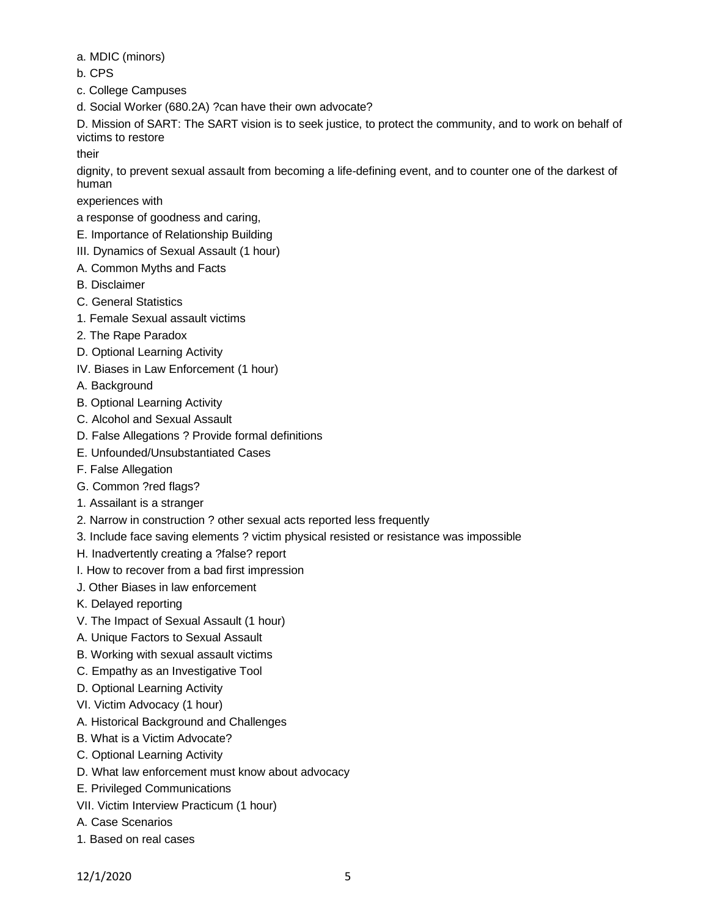a. MDIC (minors)

b. CPS

c. College Campuses

d. Social Worker (680.2A) ?can have their own advocate?

D. Mission of SART: The SART vision is to seek justice, to protect the community, and to work on behalf of victims to restore

their

dignity, to prevent sexual assault from becoming a life-defining event, and to counter one of the darkest of human

experiences with

a response of goodness and caring,

E. Importance of Relationship Building

III. Dynamics of Sexual Assault (1 hour)

A. Common Myths and Facts

B. Disclaimer

C. General Statistics

1. Female Sexual assault victims

2. The Rape Paradox

D. Optional Learning Activity

IV. Biases in Law Enforcement (1 hour)

A. Background

B. Optional Learning Activity

C. Alcohol and Sexual Assault

D. False Allegations ? Provide formal definitions

E. Unfounded/Unsubstantiated Cases

F. False Allegation

G. Common ?red flags?

1. Assailant is a stranger

2. Narrow in construction ? other sexual acts reported less frequently

3. Include face saving elements ? victim physical resisted or resistance was impossible

H. Inadvertently creating a ?false? report

I. How to recover from a bad first impression

J. Other Biases in law enforcement

K. Delayed reporting

V. The Impact of Sexual Assault (1 hour)

A. Unique Factors to Sexual Assault

B. Working with sexual assault victims

C. Empathy as an Investigative Tool

D. Optional Learning Activity

VI. Victim Advocacy (1 hour)

A. Historical Background and Challenges

B. What is a Victim Advocate?

C. Optional Learning Activity

D. What law enforcement must know about advocacy

E. Privileged Communications

VII. Victim Interview Practicum (1 hour)

A. Case Scenarios

1. Based on real cases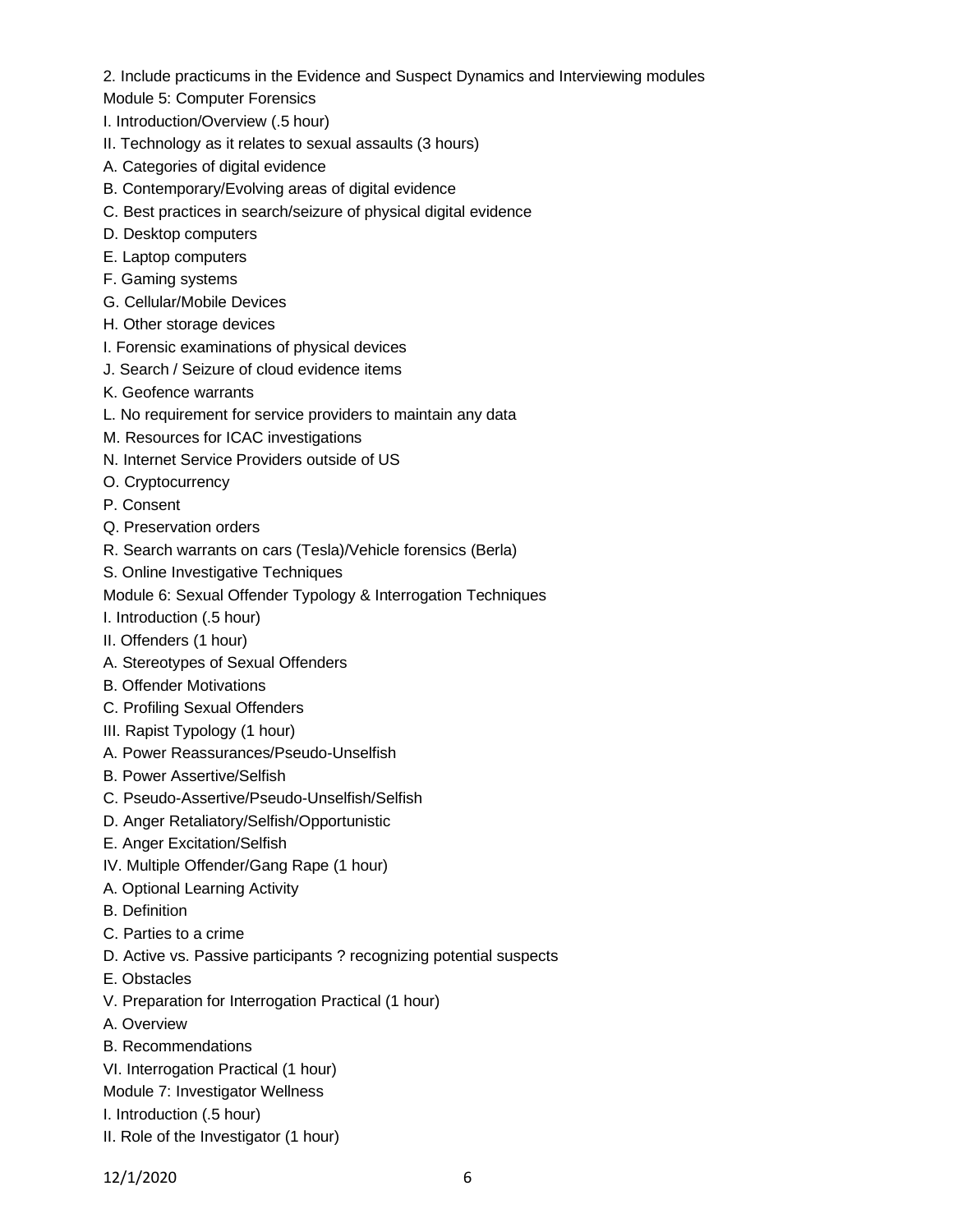2. Include practicums in the Evidence and Suspect Dynamics and Interviewing modules

Module 5: Computer Forensics

I. Introduction/Overview (.5 hour)

II. Technology as it relates to sexual assaults (3 hours)

A. Categories of digital evidence

B. Contemporary/Evolving areas of digital evidence

C. Best practices in search/seizure of physical digital evidence

D. Desktop computers

E. Laptop computers

F. Gaming systems

G. Cellular/Mobile Devices

H. Other storage devices

I. Forensic examinations of physical devices

J. Search / Seizure of cloud evidence items

K. Geofence warrants

L. No requirement for service providers to maintain any data

M. Resources for ICAC investigations

N. Internet Service Providers outside of US

O. Cryptocurrency

P. Consent

Q. Preservation orders

R. Search warrants on cars (Tesla)/Vehicle forensics (Berla)

S. Online Investigative Techniques

Module 6: Sexual Offender Typology & Interrogation Techniques

I. Introduction (.5 hour)

II. Offenders (1 hour)

A. Stereotypes of Sexual Offenders

B. Offender Motivations

C. Profiling Sexual Offenders

III. Rapist Typology (1 hour)

A. Power Reassurances/Pseudo-Unselfish

B. Power Assertive/Selfish

C. Pseudo-Assertive/Pseudo-Unselfish/Selfish

D. Anger Retaliatory/Selfish/Opportunistic

E. Anger Excitation/Selfish

IV. Multiple Offender/Gang Rape (1 hour)

A. Optional Learning Activity

B. Definition

C. Parties to a crime

D. Active vs. Passive participants ? recognizing potential suspects

E. Obstacles

V. Preparation for Interrogation Practical (1 hour)

A. Overview

B. Recommendations

VI. Interrogation Practical (1 hour)

Module 7: Investigator Wellness

I. Introduction (.5 hour)

II. Role of the Investigator (1 hour)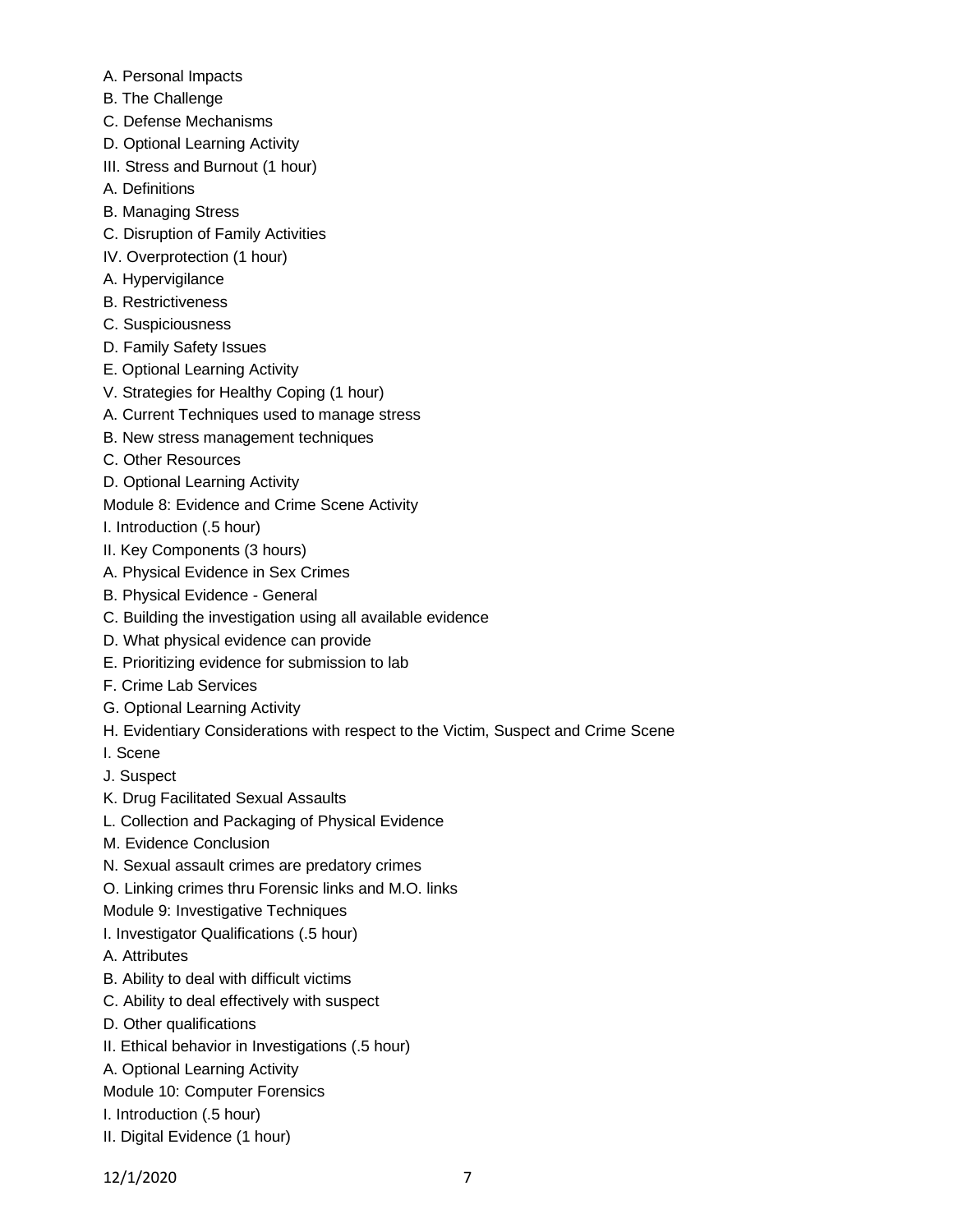A. Personal Impacts
B. The Challenge
C. Defense Mechanisms
D. Optional Learning Activity
III. Stress and Burnout (1 hour)
A. Definitions
B. Managing Stress
C. Disruption of Family Activities
IV. Overprotection (1 hour)
A. Hypervigilance
B. Restrictiveness
C. Suspiciousness
D. Family Safety Issues
E. Optional Learning Activity
V. Strategies for Healthy Coping (1 hour)
A. Current Techniques used to manage stress
B. New stress management techniques
C. Other Resources
D. Optional Learning Activity
Module 8: Evidence and Crime Scene Activity
I. Introduction (.5 hour)
II. Key Components (3 hours)
A. Physical Evidence in Sex Crimes
B. Physical Evidence - General
C. Building the investigation using all available evidence
D. What physical evidence can provide
E. Prioritizing evidence for submission to lab
F. Crime Lab Services
G. Optional Learning Activity
H. Evidentiary Considerations with respect to the Victim, Suspect and Crime Scene
I. Scene
J. Suspect
K. Drug Facilitated Sexual Assaults
L. Collection and Packaging of Physical Evidence
M. Evidence Conclusion
N. Sexual assault crimes are predatory crimes
O. Linking crimes thru Forensic links and M.O. links
Module 9: Investigative Techniques
I. Investigator Qualifications (.5 hour)
A. Attributes
B. Ability to deal with difficult victims
C. Ability to deal effectively with suspect
D. Other qualifications
II. Ethical behavior in Investigations (.5 hour)
A. Optional Learning Activity
Module 10: Computer Forensics
I. Introduction (.5 hour)
II. Digital Evidence (1 hour)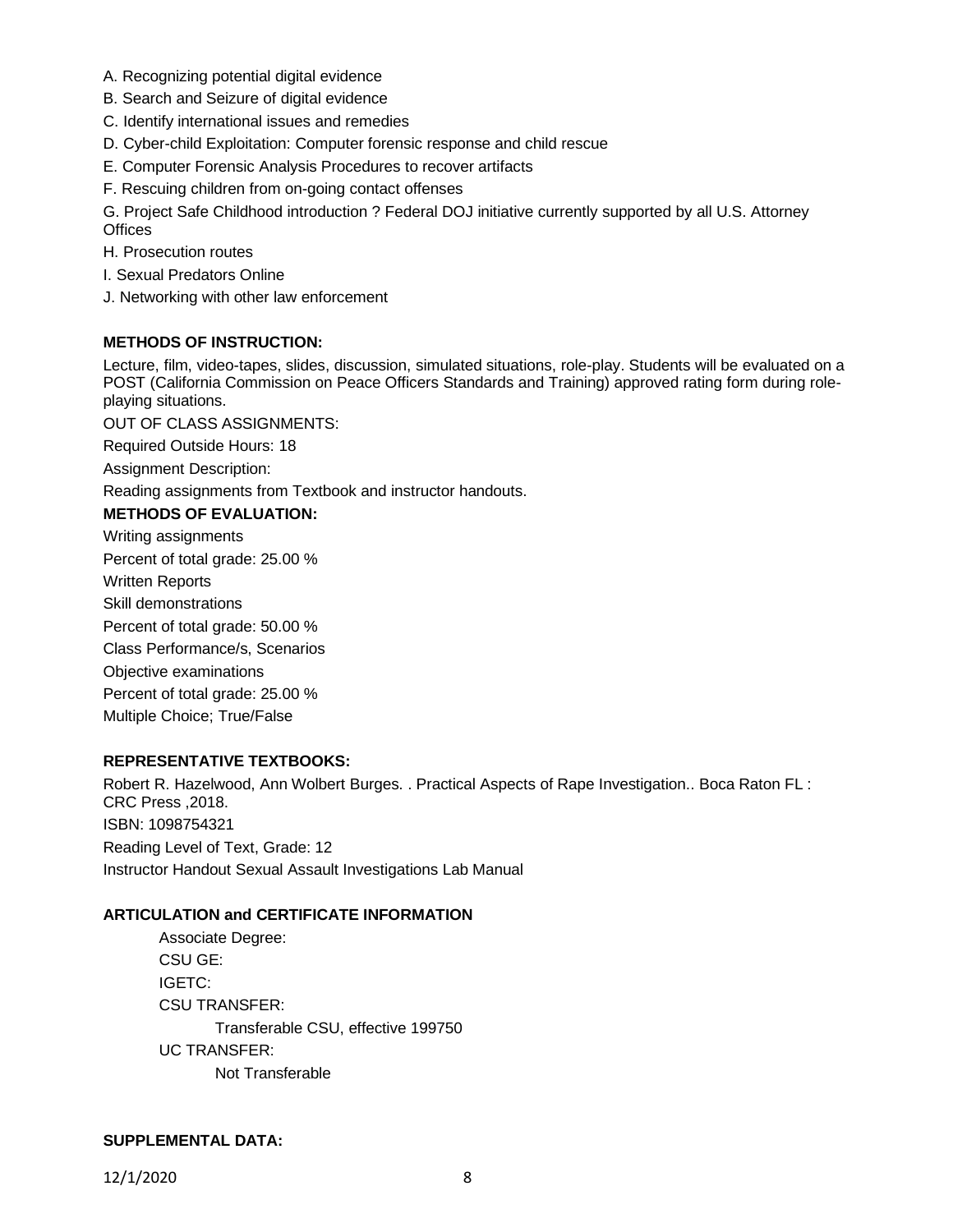A. Recognizing potential digital evidence

B. Search and Seizure of digital evidence

C. Identify international issues and remedies

D. Cyber-child Exploitation: Computer forensic response and child rescue

E. Computer Forensic Analysis Procedures to recover artifacts

F. Rescuing children from on-going contact offenses

G. Project Safe Childhood introduction ? Federal DOJ initiative currently supported by all U.S. Attorney Offices

H. Prosecution routes

I. Sexual Predators Online

J. Networking with other law enforcement

**METHODS OF INSTRUCTION:**

Lecture, film, video-tapes, slides, discussion, simulated situations, role-play. Students will be evaluated on a POST (California Commission on Peace Officers Standards and Training) approved rating form during role-playing situations.

OUT OF CLASS ASSIGNMENTS:

Required Outside Hours: 18

Assignment Description:

Reading assignments from Textbook and instructor handouts.

**METHODS OF EVALUATION:**

Writing assignments

Percent of total grade: 25.00 %

Written Reports

Skill demonstrations

Percent of total grade: 50.00 %

Class Performance/s, Scenarios

Objective examinations

Percent of total grade: 25.00 %

Multiple Choice; True/False

**REPRESENTATIVE TEXTBOOKS:**

Robert R. Hazelwood, Ann Wolbert Burges. . Practical Aspects of Rape Investigation.. Boca Raton FL : CRC Press ,2018.

ISBN: 1098754321

Reading Level of Text, Grade: 12

Instructor Handout Sexual Assault Investigations Lab Manual

**ARTICULATION and CERTIFICATE INFORMATION**

Associate Degree:

CSU GE:

IGETC:

CSU TRANSFER:

Transferable CSU, effective 199750

UC TRANSFER:

Not Transferable

**SUPPLEMENTAL DATA:**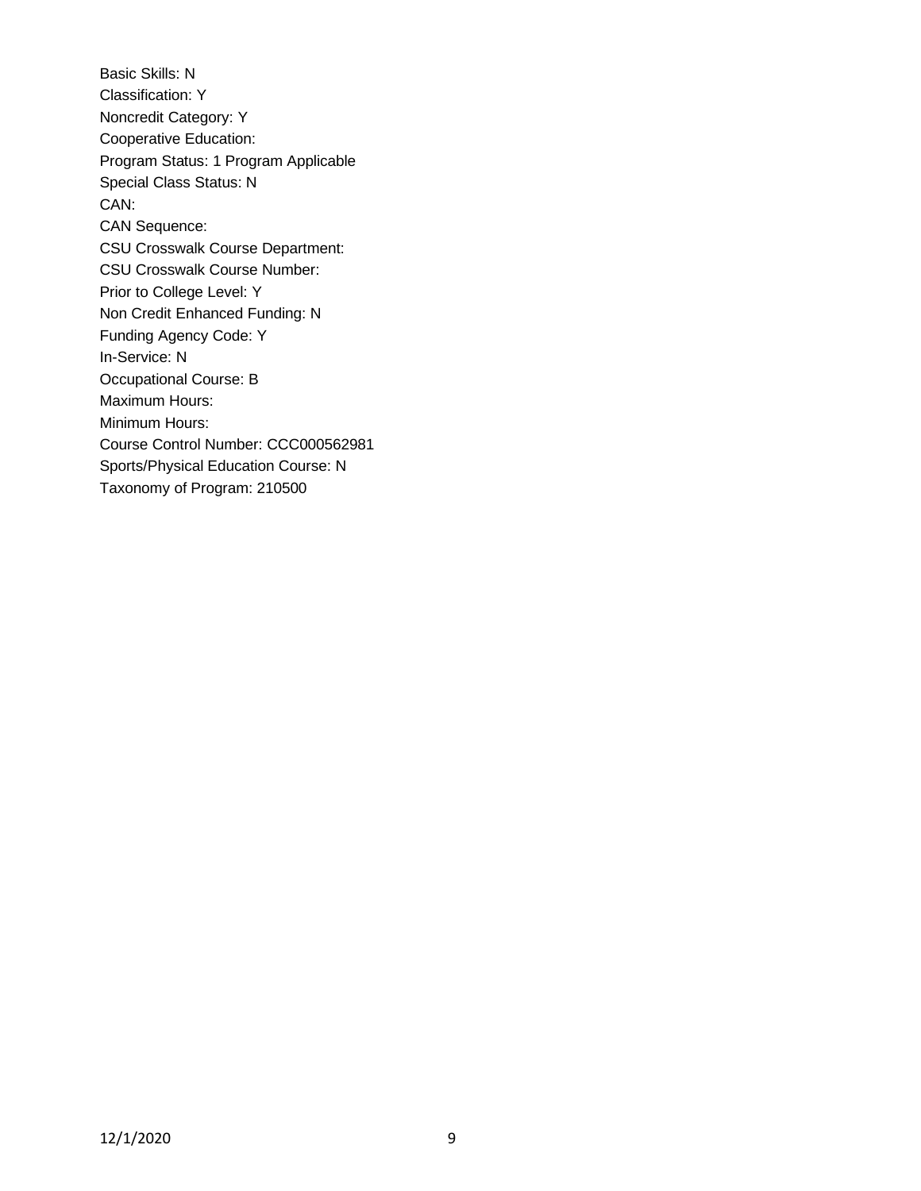Basic Skills: N
Classification: Y
Noncredit Category: Y
Cooperative Education:
Program Status: 1 Program Applicable
Special Class Status: N
CAN:
CAN Sequence:
CSU Crosswalk Course Department:
CSU Crosswalk Course Number:
Prior to College Level: Y
Non Credit Enhanced Funding: N
Funding Agency Code: Y
In-Service: N
Occupational Course: B
Maximum Hours:
Minimum Hours:
Course Control Number: CCC000562981
Sports/Physical Education Course: N
Taxonomy of Program: 210500